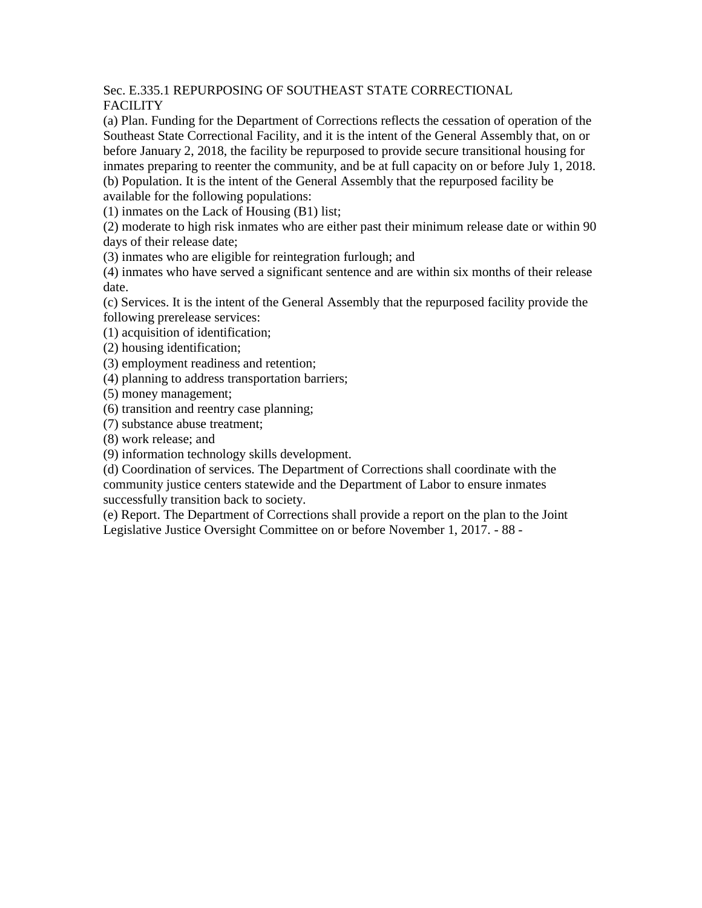Sec. E.335.1 REPURPOSING OF SOUTHEAST STATE CORRECTIONAL FACILITY

(a) Plan. Funding for the Department of Corrections reflects the cessation of operation of the Southeast State Correctional Facility, and it is the intent of the General Assembly that, on or before January 2, 2018, the facility be repurposed to provide secure transitional housing for inmates preparing to reenter the community, and be at full capacity on or before July 1, 2018.

(b) Population. It is the intent of the General Assembly that the repurposed facility be available for the following populations:

(1) inmates on the Lack of Housing (B1) list;

(2) moderate to high risk inmates who are either past their minimum release date or within 90 days of their release date;

(3) inmates who are eligible for reintegration furlough; and

(4) inmates who have served a significant sentence and are within six months of their release date.

(c) Services. It is the intent of the General Assembly that the repurposed facility provide the following prerelease services:

(1) acquisition of identification;

(2) housing identification;

(3) employment readiness and retention;

(4) planning to address transportation barriers;

(5) money management;

(6) transition and reentry case planning;

(7) substance abuse treatment;

(8) work release; and

(9) information technology skills development.

(d) Coordination of services. The Department of Corrections shall coordinate with the community justice centers statewide and the Department of Labor to ensure inmates successfully transition back to society.

(e) Report. The Department of Corrections shall provide a report on the plan to the Joint Legislative Justice Oversight Committee on or before November 1, 2017.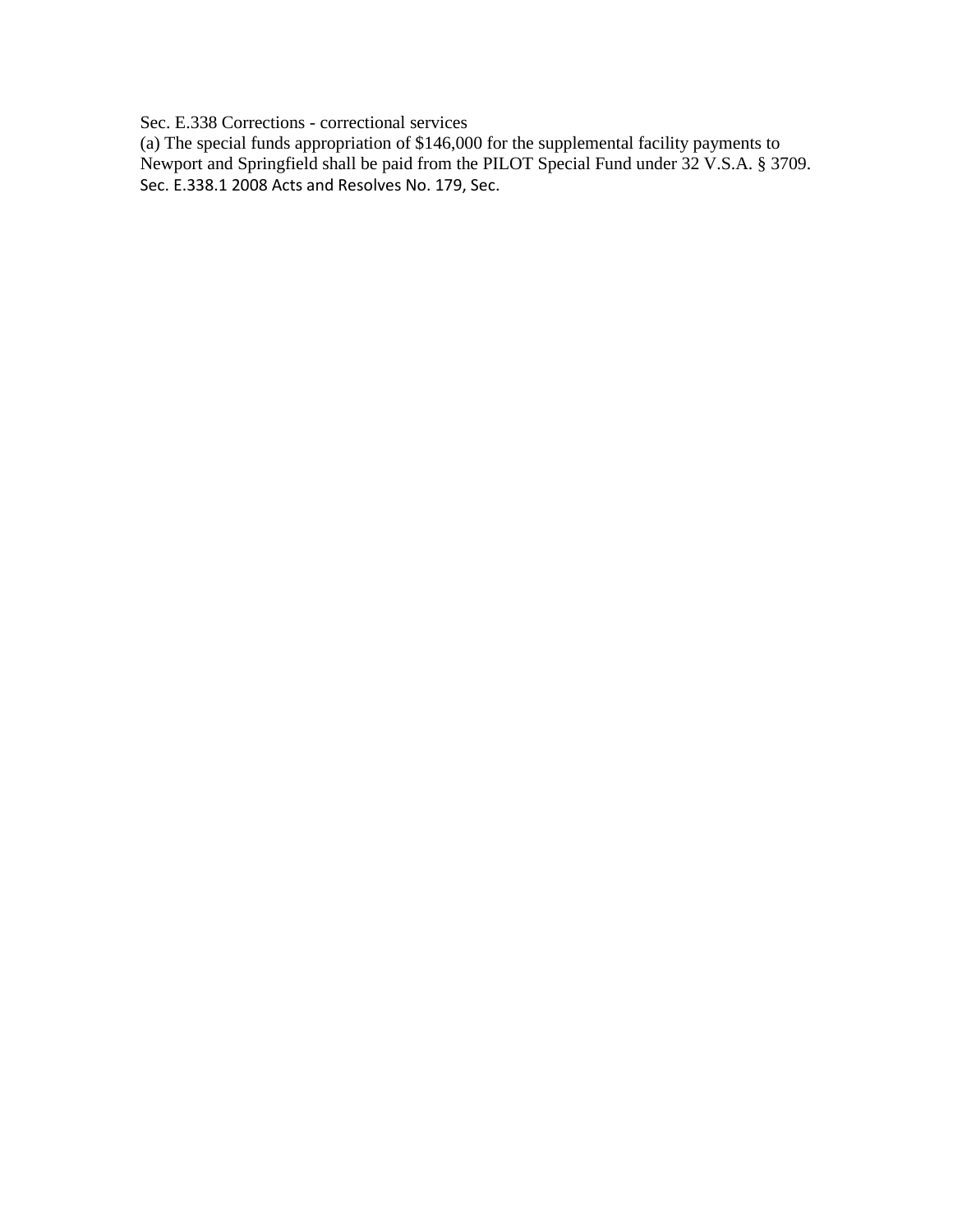Sec. E.338 Corrections - correctional services

(a) The special funds appropriation of $146,000 for the supplemental facility payments to Newport and Springfield shall be paid from the PILOT Special Fund under 32 V.S.A. § 3709.

Sec. E.338.1 2008 Acts and Resolves No. 179, Sec.